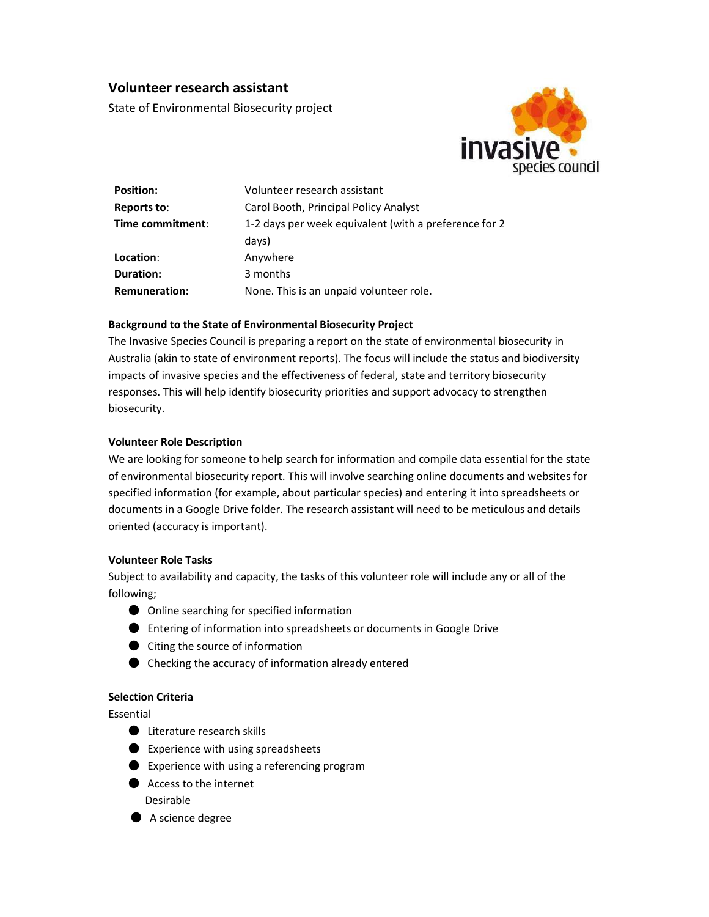# Volunteer research assistant

State of Environmental Biosecurity project

| | |
|---|---|
| **Position:** | Volunteer research assistant |
| **Reports to:** | Carol Booth, Principal Policy Analyst |
| **Time commitment:** | 1-2 days per week equivalent (with a preference for 2 days) |
| **Location:** | Anywhere |
| **Duration:** | 3 months |
| **Remuneration:** | None. This is an unpaid volunteer role. |

### Background to the State of Environmental Biosecurity Project

The Invasive Species Council is preparing a report on the state of environmental biosecurity in Australia (akin to state of environment reports). The focus will include the status and biodiversity impacts of invasive species and the effectiveness of federal, state and territory biosecurity responses. This will help identify biosecurity priorities and support advocacy to strengthen biosecurity.

### Volunteer Role Description

We are looking for someone to help search for information and compile data essential for the state of environmental biosecurity report. This will involve searching online documents and websites for specified information (for example, about particular species) and entering it into spreadsheets or documents in a Google Drive folder. The research assistant will need to be meticulous and details oriented (accuracy is important).

### Volunteer Role Tasks

Subject to availability and capacity, the tasks of this volunteer role will include any or all of the following;

- Online searching for specified information
- Entering of information into spreadsheets or documents in Google Drive
- Citing the source of information
- Checking the accuracy of information already entered

### Selection Criteria

Essential

- Literature research skills
- Experience with using spreadsheets
- Experience with using a referencing program
- Access to the internet

Desirable

- A science degree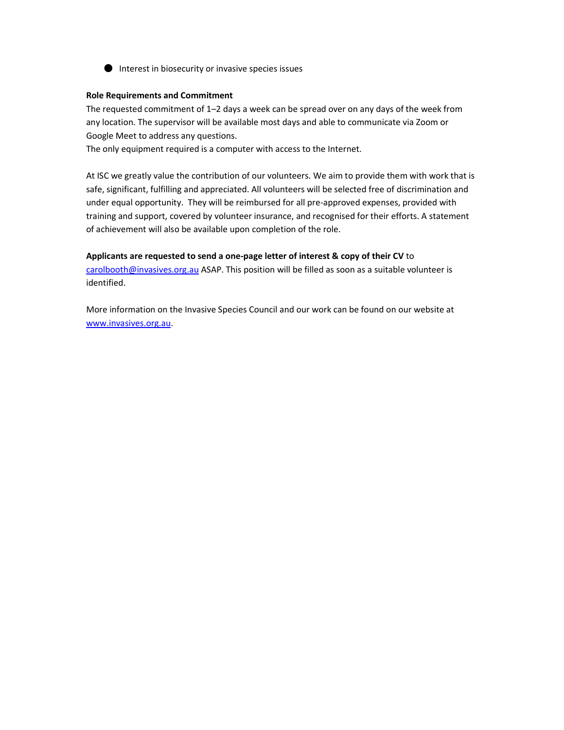- Interest in biosecurity or invasive species issues

**Role Requirements and Commitment**

The requested commitment of 1–2 days a week can be spread over on any days of the week from any location. The supervisor will be available most days and able to communicate via Zoom or Google Meet to address any questions.

The only equipment required is a computer with access to the Internet.

At ISC we greatly value the contribution of our volunteers. We aim to provide them with work that is safe, significant, fulfilling and appreciated. All volunteers will be selected free of discrimination and under equal opportunity. They will be reimbursed for all pre-approved expenses, provided with training and support, covered by volunteer insurance, and recognised for their efforts. A statement of achievement will also be available upon completion of the role.

**Applicants are requested to send a one-page letter of interest & copy of their CV** to carolbooth@invasives.org.au ASAP. This position will be filled as soon as a suitable volunteer is identified.

More information on the Invasive Species Council and our work can be found on our website at www.invasives.org.au.